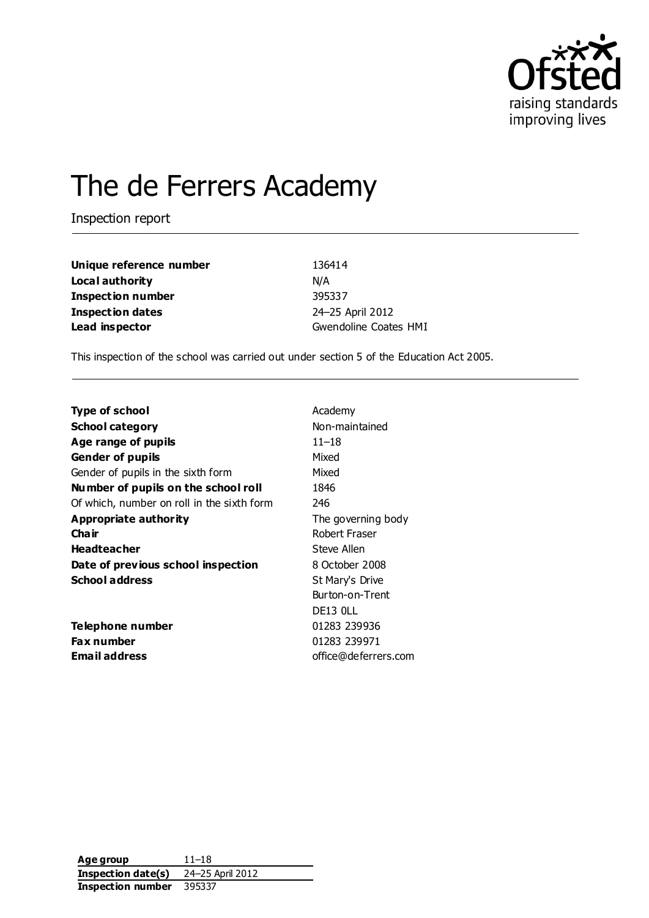# The de Ferrers Academy

Inspection report

| | |
|---|---|
| **Unique reference number** | 136414 |
| **Local authority** | N/A |
| **Inspection number** | 395337 |
| **Inspection dates** | 24–25 April 2012 |
| **Lead inspector** | Gwendoline Coates HMI |

This inspection of the school was carried out under section 5 of the Education Act 2005.

| | |
|---|---|
| **Type of school** | Academy |
| **School category** | Non-maintained |
| **Age range of pupils** | 11–18 |
| **Gender of pupils** | Mixed |
| Gender of pupils in the sixth form | Mixed |
| **Number of pupils on the school roll** | 1846 |
| Of which, number on roll in the sixth form | 246 |
| **Appropriate authority** | The governing body |
| **Chair** | Robert Fraser |
| **Headteacher** | Steve Allen |
| **Date of previous school inspection** | 8 October 2008 |
| **School address** | St Mary's Drive<br>Burton-on-Trent<br>DE13 0LL |
| **Telephone number** | 01283 239936 |
| **Fax number** | 01283 239971 |
| **Email address** | office@deferrers.com |

| | |
|---|---|
| **Age group** | 11–18 |
| **Inspection date(s)** | 24–25 April 2012 |
| **Inspection number** | 395337 |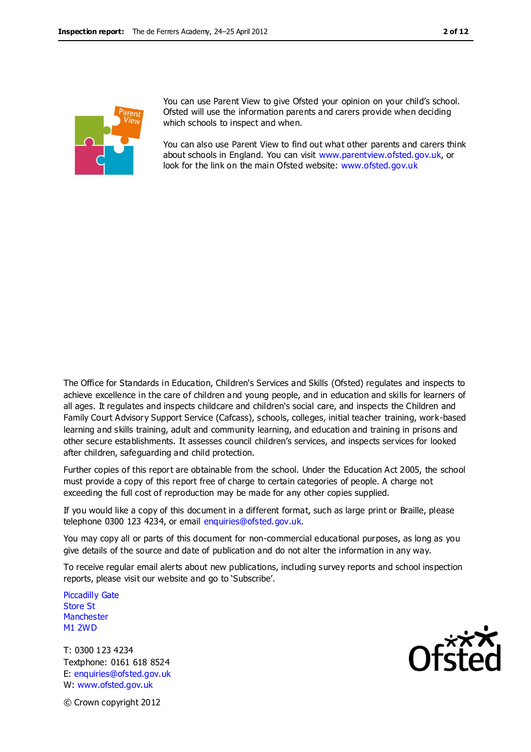You can use Parent View to give Ofsted your opinion on your child's school. Ofsted will use the information parents and carers provide when deciding which schools to inspect and when.

You can also use Parent View to find out what other parents and carers think about schools in England. You can visit www.parentview.ofsted.gov.uk, or look for the link on the main Ofsted website: www.ofsted.gov.uk

The Office for Standards in Education, Children's Services and Skills (Ofsted) regulates and inspects to achieve excellence in the care of children and young people, and in education and skills for learners of all ages. It regulates and inspects childcare and children's social care, and inspects the Children and Family Court Advisory Support Service (Cafcass), schools, colleges, initial teacher training, work-based learning and skills training, adult and community learning, and education and training in prisons and other secure establishments. It assesses council children's services, and inspects services for looked after children, safeguarding and child protection.

Further copies of this report are obtainable from the school. Under the Education Act 2005, the school must provide a copy of this report free of charge to certain categories of people. A charge not exceeding the full cost of reproduction may be made for any other copies supplied.

If you would like a copy of this document in a different format, such as large print or Braille, please telephone 0300 123 4234, or email enquiries@ofsted.gov.uk.

You may copy all or parts of this document for non-commercial educational purposes, as long as you give details of the source and date of publication and do not alter the information in any way.

To receive regular email alerts about new publications, including survey reports and school inspection reports, please visit our website and go to 'Subscribe'.

Piccadilly Gate
Store St
Manchester
M1 2WD

T: 0300 123 4234
Textphone: 0161 618 8524
E: enquiries@ofsted.gov.uk
W: www.ofsted.gov.uk

© Crown copyright 2012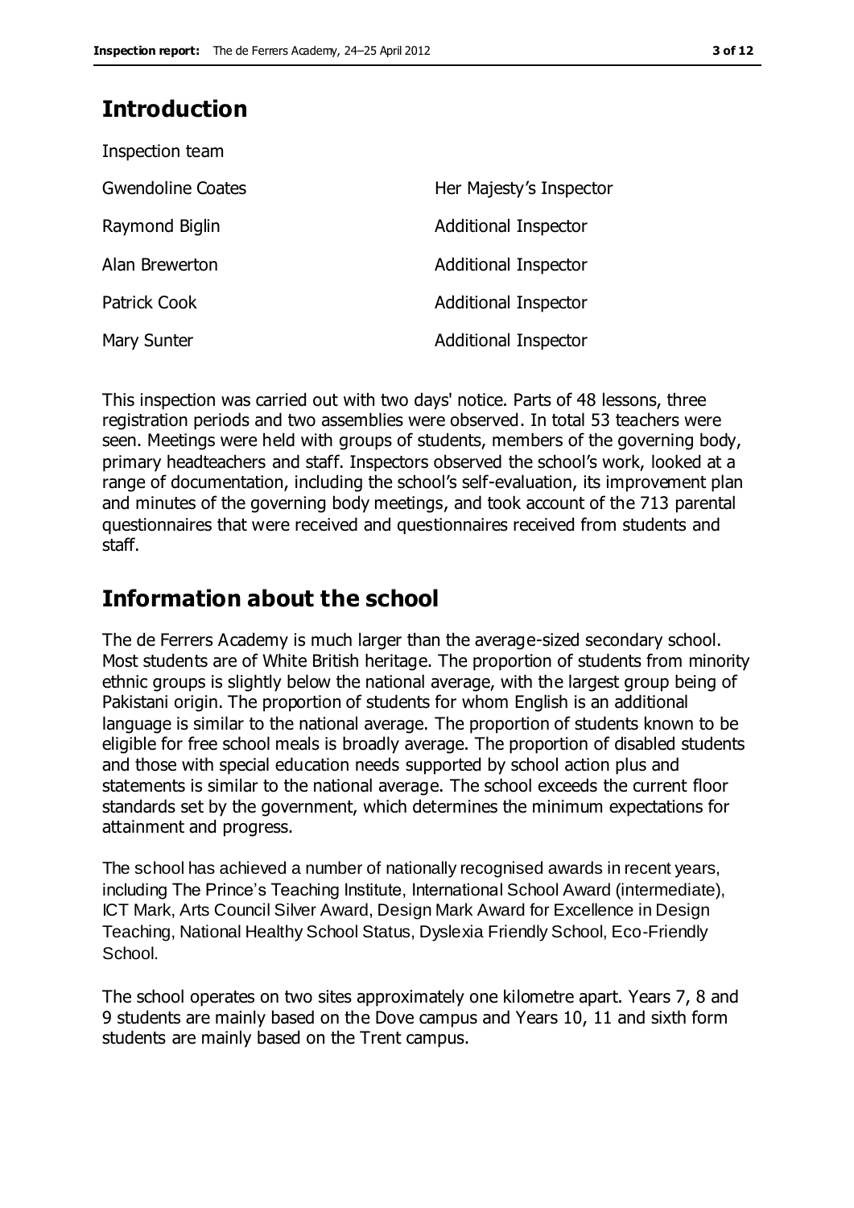## Introduction

Inspection team

| | |
|---|---|
| Gwendoline Coates | Her Majesty's Inspector |
| Raymond Biglin | Additional Inspector |
| Alan Brewerton | Additional Inspector |
| Patrick Cook | Additional Inspector |
| Mary Sunter | Additional Inspector |

This inspection was carried out with two days' notice. Parts of 48 lessons, three registration periods and two assemblies were observed. In total 53 teachers were seen. Meetings were held with groups of students, members of the governing body, primary headteachers and staff. Inspectors observed the school's work, looked at a range of documentation, including the school's self-evaluation, its improvement plan and minutes of the governing body meetings, and took account of the 713 parental questionnaires that were received and questionnaires received from students and staff.

## Information about the school

The de Ferrers Academy is much larger than the average-sized secondary school. Most students are of White British heritage. The proportion of students from minority ethnic groups is slightly below the national average, with the largest group being of Pakistani origin. The proportion of students for whom English is an additional language is similar to the national average. The proportion of students known to be eligible for free school meals is broadly average. The proportion of disabled students and those with special education needs supported by school action plus and statements is similar to the national average. The school exceeds the current floor standards set by the government, which determines the minimum expectations for attainment and progress.

The school has achieved a number of nationally recognised awards in recent years, including The Prince's Teaching Institute, International School Award (intermediate), ICT Mark, Arts Council Silver Award, Design Mark Award for Excellence in Design Teaching, National Healthy School Status, Dyslexia Friendly School, Eco-Friendly School.

The school operates on two sites approximately one kilometre apart. Years 7, 8 and 9 students are mainly based on the Dove campus and Years 10, 11 and sixth form students are mainly based on the Trent campus.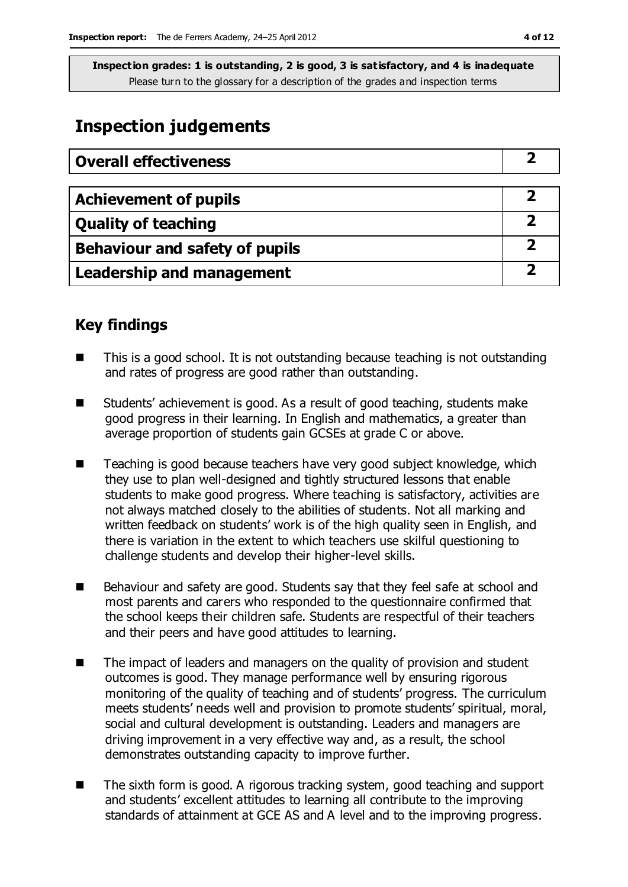**Inspection grades: 1 is outstanding, 2 is good, 3 is satisfactory, and 4 is inadequate**
Please turn to the glossary for a description of the grades and inspection terms

# Inspection judgements

| Overall effectiveness | 2 |
|---|---|

| Achievement of pupils | 2 |
|---|---|
| Quality of teaching | 2 |
| Behaviour and safety of pupils | 2 |
| Leadership and management | 2 |

## Key findings

- This is a good school. It is not outstanding because teaching is not outstanding and rates of progress are good rather than outstanding.
- Students' achievement is good. As a result of good teaching, students make good progress in their learning. In English and mathematics, a greater than average proportion of students gain GCSEs at grade C or above.
- Teaching is good because teachers have very good subject knowledge, which they use to plan well-designed and tightly structured lessons that enable students to make good progress. Where teaching is satisfactory, activities are not always matched closely to the abilities of students. Not all marking and written feedback on students' work is of the high quality seen in English, and there is variation in the extent to which teachers use skilful questioning to challenge students and develop their higher-level skills.
- Behaviour and safety are good. Students say that they feel safe at school and most parents and carers who responded to the questionnaire confirmed that the school keeps their children safe. Students are respectful of their teachers and their peers and have good attitudes to learning.
- The impact of leaders and managers on the quality of provision and student outcomes is good. They manage performance well by ensuring rigorous monitoring of the quality of teaching and of students' progress. The curriculum meets students' needs well and provision to promote students' spiritual, moral, social and cultural development is outstanding. Leaders and managers are driving improvement in a very effective way and, as a result, the school demonstrates outstanding capacity to improve further.
- The sixth form is good. A rigorous tracking system, good teaching and support and students' excellent attitudes to learning all contribute to the improving standards of attainment at GCE AS and A level and to the improving progress.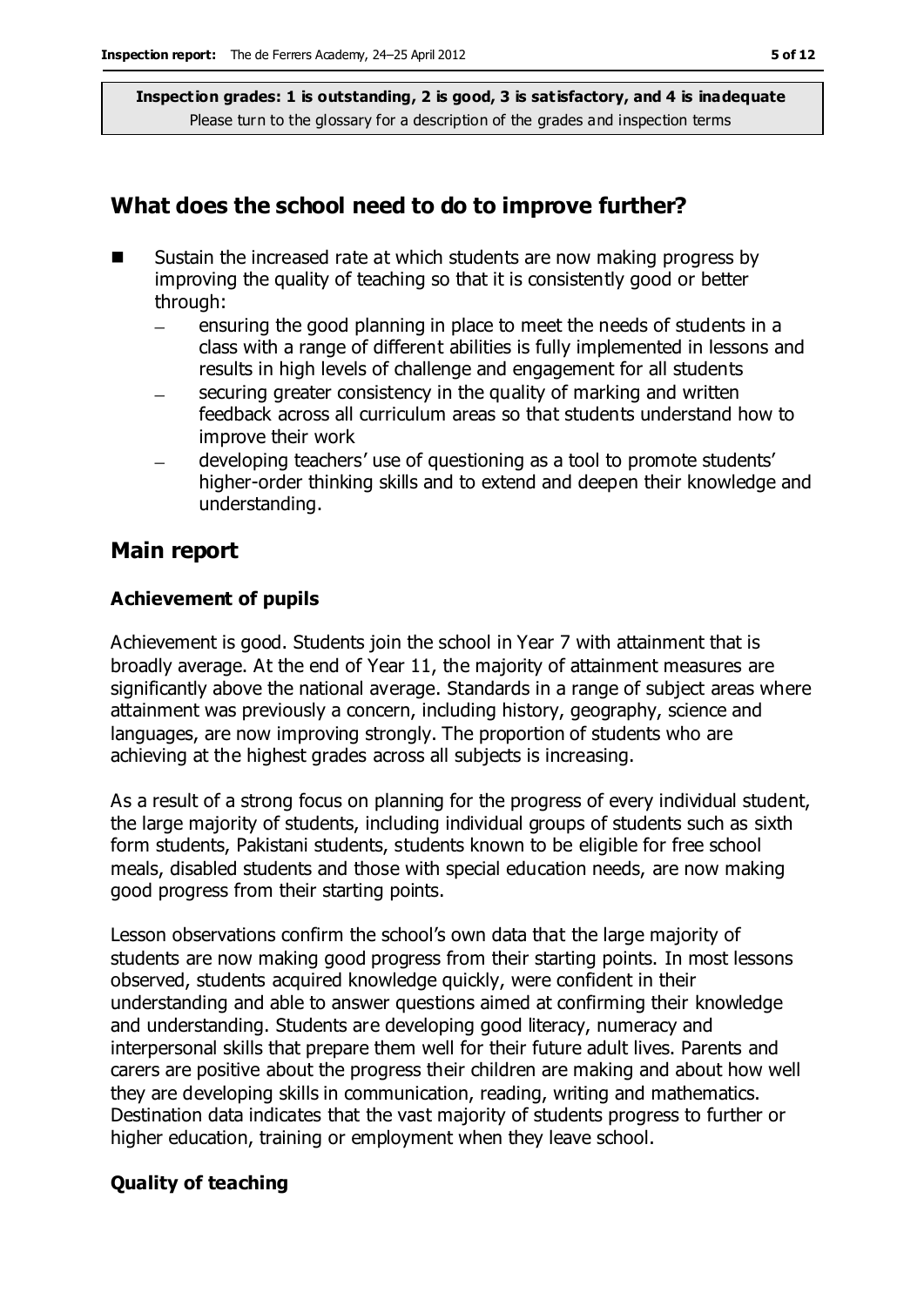**Inspection grades: 1 is outstanding, 2 is good, 3 is satisfactory, and 4 is inadequate**
Please turn to the glossary for a description of the grades and inspection terms

## What does the school need to do to improve further?

- Sustain the increased rate at which students are now making progress by improving the quality of teaching so that it is consistently good or better through:
  - ensuring the good planning in place to meet the needs of students in a class with a range of different abilities is fully implemented in lessons and results in high levels of challenge and engagement for all students
  - securing greater consistency in the quality of marking and written feedback across all curriculum areas so that students understand how to improve their work
  - developing teachers' use of questioning as a tool to promote students' higher-order thinking skills and to extend and deepen their knowledge and understanding.

## Main report

### Achievement of pupils

Achievement is good. Students join the school in Year 7 with attainment that is broadly average. At the end of Year 11, the majority of attainment measures are significantly above the national average. Standards in a range of subject areas where attainment was previously a concern, including history, geography, science and languages, are now improving strongly. The proportion of students who are achieving at the highest grades across all subjects is increasing.

As a result of a strong focus on planning for the progress of every individual student, the large majority of students, including individual groups of students such as sixth form students, Pakistani students, students known to be eligible for free school meals, disabled students and those with special education needs, are now making good progress from their starting points.

Lesson observations confirm the school's own data that the large majority of students are now making good progress from their starting points. In most lessons observed, students acquired knowledge quickly, were confident in their understanding and able to answer questions aimed at confirming their knowledge and understanding. Students are developing good literacy, numeracy and interpersonal skills that prepare them well for their future adult lives. Parents and carers are positive about the progress their children are making and about how well they are developing skills in communication, reading, writing and mathematics. Destination data indicates that the vast majority of students progress to further or higher education, training or employment when they leave school.

### Quality of teaching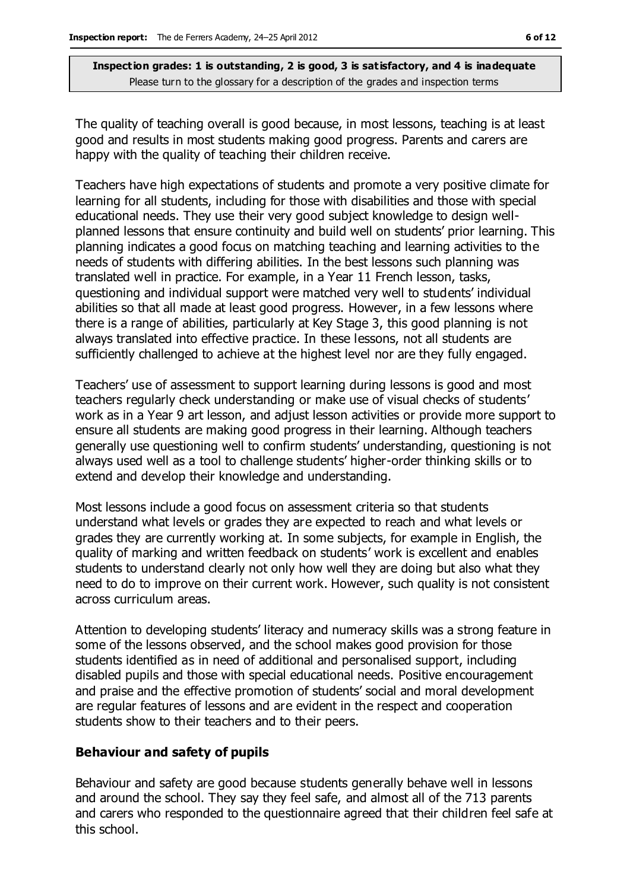**Inspection grades: 1 is outstanding, 2 is good, 3 is satisfactory, and 4 is inadequate**
Please turn to the glossary for a description of the grades and inspection terms

The quality of teaching overall is good because, in most lessons, teaching is at least good and results in most students making good progress. Parents and carers are happy with the quality of teaching their children receive.

Teachers have high expectations of students and promote a very positive climate for learning for all students, including for those with disabilities and those with special educational needs. They use their very good subject knowledge to design well-planned lessons that ensure continuity and build well on students' prior learning. This planning indicates a good focus on matching teaching and learning activities to the needs of students with differing abilities. In the best lessons such planning was translated well in practice. For example, in a Year 11 French lesson, tasks, questioning and individual support were matched very well to students' individual abilities so that all made at least good progress. However, in a few lessons where there is a range of abilities, particularly at Key Stage 3, this good planning is not always translated into effective practice. In these lessons, not all students are sufficiently challenged to achieve at the highest level nor are they fully engaged.

Teachers' use of assessment to support learning during lessons is good and most teachers regularly check understanding or make use of visual checks of students' work as in a Year 9 art lesson, and adjust lesson activities or provide more support to ensure all students are making good progress in their learning. Although teachers generally use questioning well to confirm students' understanding, questioning is not always used well as a tool to challenge students' higher-order thinking skills or to extend and develop their knowledge and understanding.

Most lessons include a good focus on assessment criteria so that students understand what levels or grades they are expected to reach and what levels or grades they are currently working at. In some subjects, for example in English, the quality of marking and written feedback on students' work is excellent and enables students to understand clearly not only how well they are doing but also what they need to do to improve on their current work. However, such quality is not consistent across curriculum areas.

Attention to developing students' literacy and numeracy skills was a strong feature in some of the lessons observed, and the school makes good provision for those students identified as in need of additional and personalised support, including disabled pupils and those with special educational needs. Positive encouragement and praise and the effective promotion of students' social and moral development are regular features of lessons and are evident in the respect and cooperation students show to their teachers and to their peers.

### Behaviour and safety of pupils

Behaviour and safety are good because students generally behave well in lessons and around the school. They say they feel safe, and almost all of the 713 parents and carers who responded to the questionnaire agreed that their children feel safe at this school.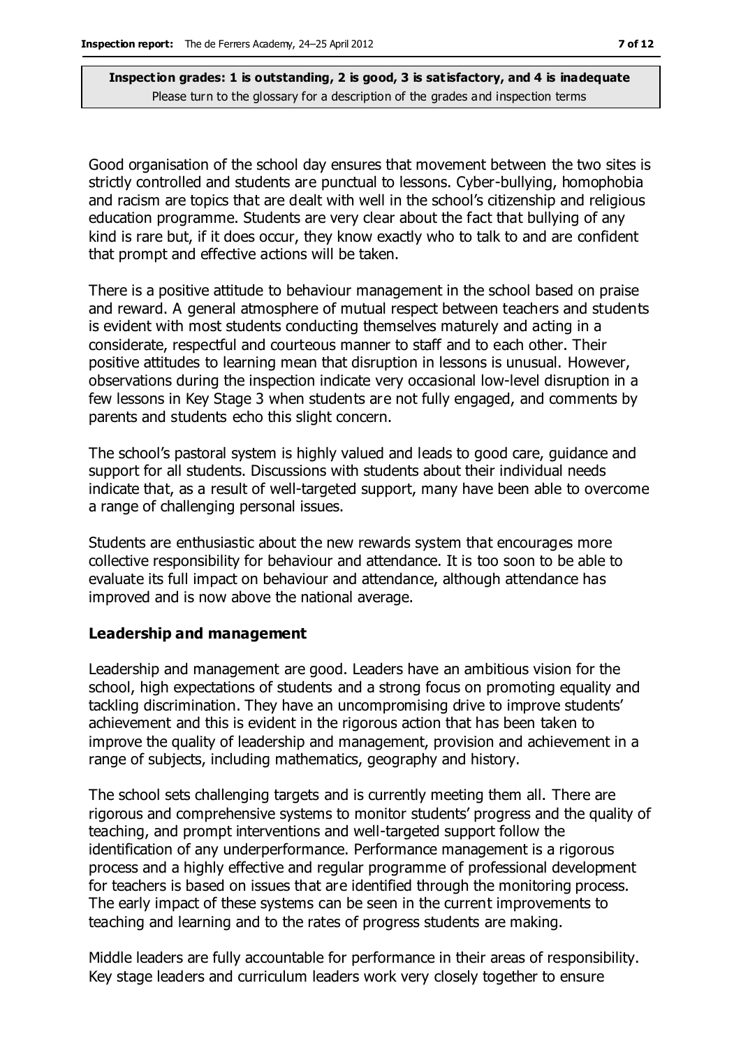Good organisation of the school day ensures that movement between the two sites is strictly controlled and students are punctual to lessons. Cyber-bullying, homophobia and racism are topics that are dealt with well in the school's citizenship and religious education programme. Students are very clear about the fact that bullying of any kind is rare but, if it does occur, they know exactly who to talk to and are confident that prompt and effective actions will be taken.

There is a positive attitude to behaviour management in the school based on praise and reward. A general atmosphere of mutual respect between teachers and students is evident with most students conducting themselves maturely and acting in a considerate, respectful and courteous manner to staff and to each other. Their positive attitudes to learning mean that disruption in lessons is unusual. However, observations during the inspection indicate very occasional low-level disruption in a few lessons in Key Stage 3 when students are not fully engaged, and comments by parents and students echo this slight concern.

The school's pastoral system is highly valued and leads to good care, guidance and support for all students. Discussions with students about their individual needs indicate that, as a result of well-targeted support, many have been able to overcome a range of challenging personal issues.

Students are enthusiastic about the new rewards system that encourages more collective responsibility for behaviour and attendance. It is too soon to be able to evaluate its full impact on behaviour and attendance, although attendance has improved and is now above the national average.

### Leadership and management

Leadership and management are good. Leaders have an ambitious vision for the school, high expectations of students and a strong focus on promoting equality and tackling discrimination. They have an uncompromising drive to improve students' achievement and this is evident in the rigorous action that has been taken to improve the quality of leadership and management, provision and achievement in a range of subjects, including mathematics, geography and history.

The school sets challenging targets and is currently meeting them all. There are rigorous and comprehensive systems to monitor students' progress and the quality of teaching, and prompt interventions and well-targeted support follow the identification of any underperformance. Performance management is a rigorous process and a highly effective and regular programme of professional development for teachers is based on issues that are identified through the monitoring process. The early impact of these systems can be seen in the current improvements to teaching and learning and to the rates of progress students are making.

Middle leaders are fully accountable for performance in their areas of responsibility. Key stage leaders and curriculum leaders work very closely together to ensure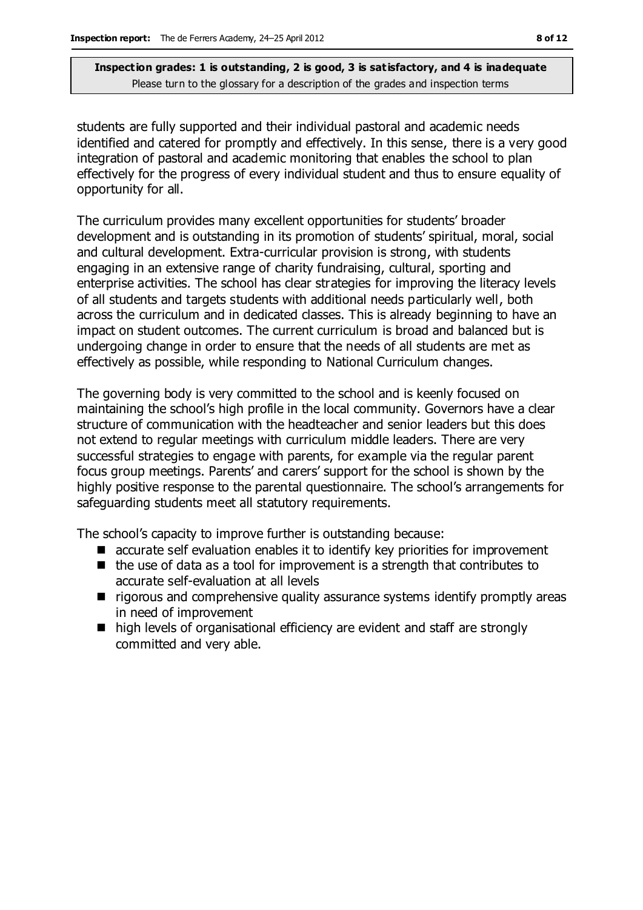students are fully supported and their individual pastoral and academic needs identified and catered for promptly and effectively. In this sense, there is a very good integration of pastoral and academic monitoring that enables the school to plan effectively for the progress of every individual student and thus to ensure equality of opportunity for all.

The curriculum provides many excellent opportunities for students' broader development and is outstanding in its promotion of students' spiritual, moral, social and cultural development. Extra-curricular provision is strong, with students engaging in an extensive range of charity fundraising, cultural, sporting and enterprise activities. The school has clear strategies for improving the literacy levels of all students and targets students with additional needs particularly well, both across the curriculum and in dedicated classes. This is already beginning to have an impact on student outcomes. The current curriculum is broad and balanced but is undergoing change in order to ensure that the needs of all students are met as effectively as possible, while responding to National Curriculum changes.

The governing body is very committed to the school and is keenly focused on maintaining the school's high profile in the local community. Governors have a clear structure of communication with the headteacher and senior leaders but this does not extend to regular meetings with curriculum middle leaders. There are very successful strategies to engage with parents, for example via the regular parent focus group meetings. Parents' and carers' support for the school is shown by the highly positive response to the parental questionnaire. The school's arrangements for safeguarding students meet all statutory requirements.

The school's capacity to improve further is outstanding because:

- accurate self evaluation enables it to identify key priorities for improvement
- the use of data as a tool for improvement is a strength that contributes to accurate self-evaluation at all levels
- rigorous and comprehensive quality assurance systems identify promptly areas in need of improvement
- high levels of organisational efficiency are evident and staff are strongly committed and very able.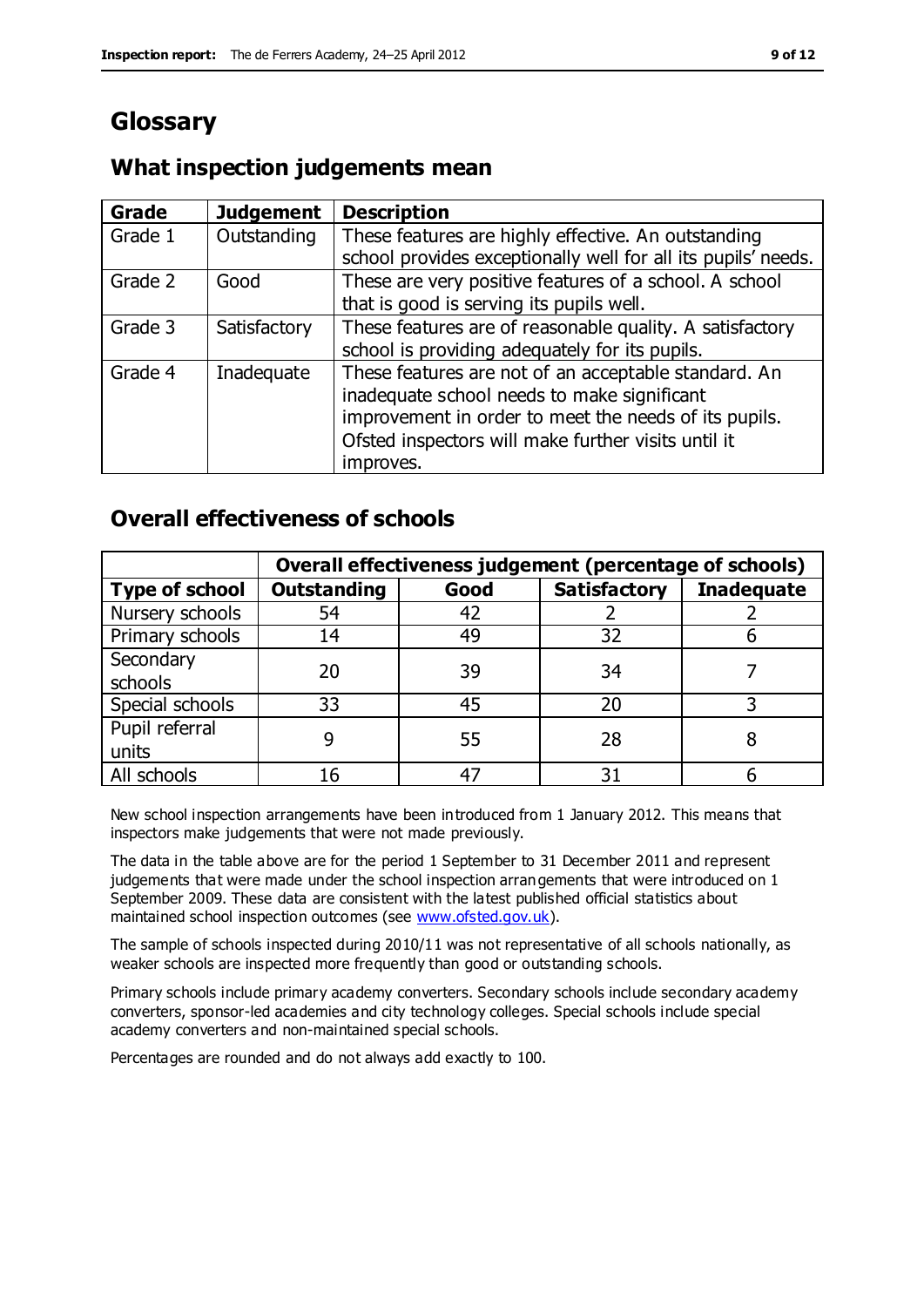# Glossary

## What inspection judgements mean

| Grade | Judgement | Description |
|---|---|---|
| Grade 1 | Outstanding | These features are highly effective. An outstanding school provides exceptionally well for all its pupils' needs. |
| Grade 2 | Good | These are very positive features of a school. A school that is good is serving its pupils well. |
| Grade 3 | Satisfactory | These features are of reasonable quality. A satisfactory school is providing adequately for its pupils. |
| Grade 4 | Inadequate | These features are not of an acceptable standard. An inadequate school needs to make significant improvement in order to meet the needs of its pupils. Ofsted inspectors will make further visits until it improves. |

## Overall effectiveness of schools

| | Overall effectiveness judgement (percentage of schools) | | | |
|---|---|---|---|---|
| **Type of school** | **Outstanding** | **Good** | **Satisfactory** | **Inadequate** |
| Nursery schools | 54 | 42 | 2 | 2 |
| Primary schools | 14 | 49 | 32 | 6 |
| Secondary schools | 20 | 39 | 34 | 7 |
| Special schools | 33 | 45 | 20 | 3 |
| Pupil referral units | 9 | 55 | 28 | 8 |
| All schools | 16 | 47 | 31 | 6 |

New school inspection arrangements have been introduced from 1 January 2012. This means that inspectors make judgements that were not made previously.

The data in the table above are for the period 1 September to 31 December 2011 and represent judgements that were made under the school inspection arrangements that were introduced on 1 September 2009. These data are consistent with the latest published official statistics about maintained school inspection outcomes (see www.ofsted.gov.uk).

The sample of schools inspected during 2010/11 was not representative of all schools nationally, as weaker schools are inspected more frequently than good or outstanding schools.

Primary schools include primary academy converters. Secondary schools include secondary academy converters, sponsor-led academies and city technology colleges. Special schools include special academy converters and non-maintained special schools.

Percentages are rounded and do not always add exactly to 100.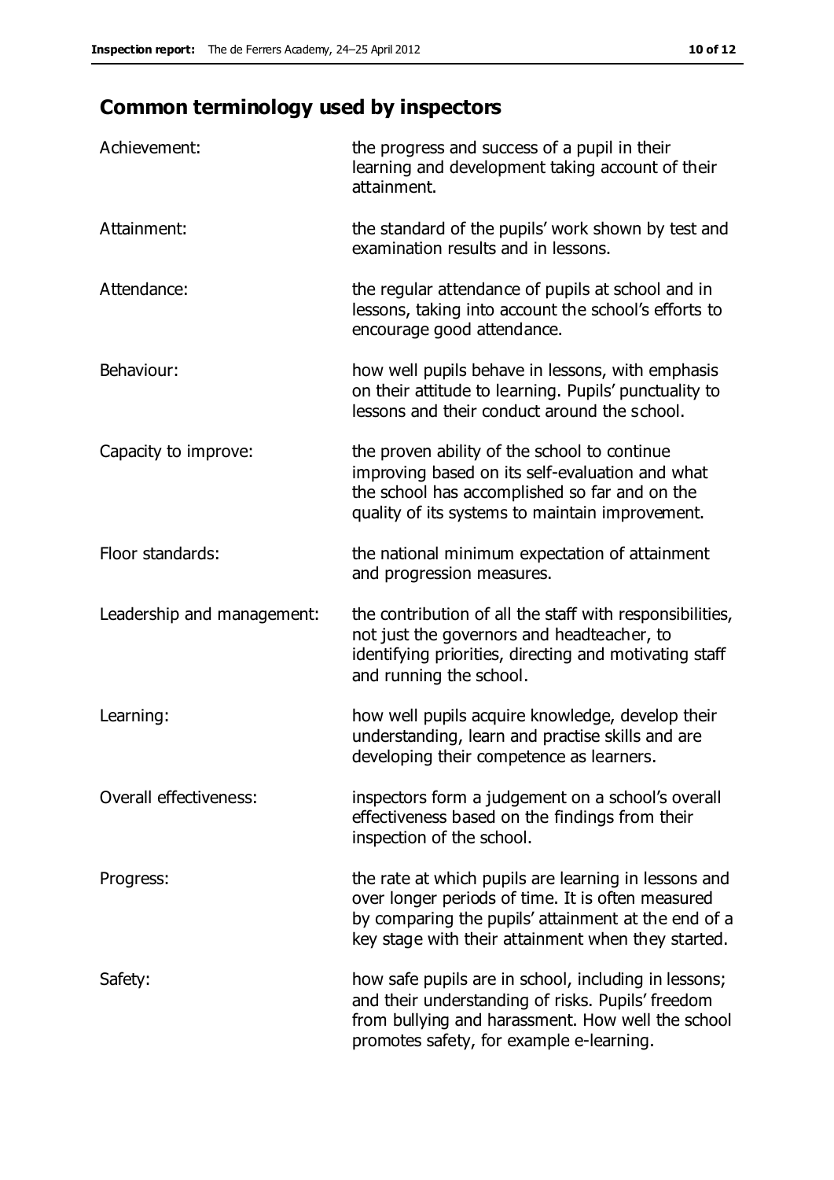## Common terminology used by inspectors

| | |
|---|---|
| Achievement: | the progress and success of a pupil in their learning and development taking account of their attainment. |
| Attainment: | the standard of the pupils' work shown by test and examination results and in lessons. |
| Attendance: | the regular attendance of pupils at school and in lessons, taking into account the school's efforts to encourage good attendance. |
| Behaviour: | how well pupils behave in lessons, with emphasis on their attitude to learning. Pupils' punctuality to lessons and their conduct around the school. |
| Capacity to improve: | the proven ability of the school to continue improving based on its self-evaluation and what the school has accomplished so far and on the quality of its systems to maintain improvement. |
| Floor standards: | the national minimum expectation of attainment and progression measures. |
| Leadership and management: | the contribution of all the staff with responsibilities, not just the governors and headteacher, to identifying priorities, directing and motivating staff and running the school. |
| Learning: | how well pupils acquire knowledge, develop their understanding, learn and practise skills and are developing their competence as learners. |
| Overall effectiveness: | inspectors form a judgement on a school's overall effectiveness based on the findings from their inspection of the school. |
| Progress: | the rate at which pupils are learning in lessons and over longer periods of time. It is often measured by comparing the pupils' attainment at the end of a key stage with their attainment when they started. |
| Safety: | how safe pupils are in school, including in lessons; and their understanding of risks. Pupils' freedom from bullying and harassment. How well the school promotes safety, for example e-learning. |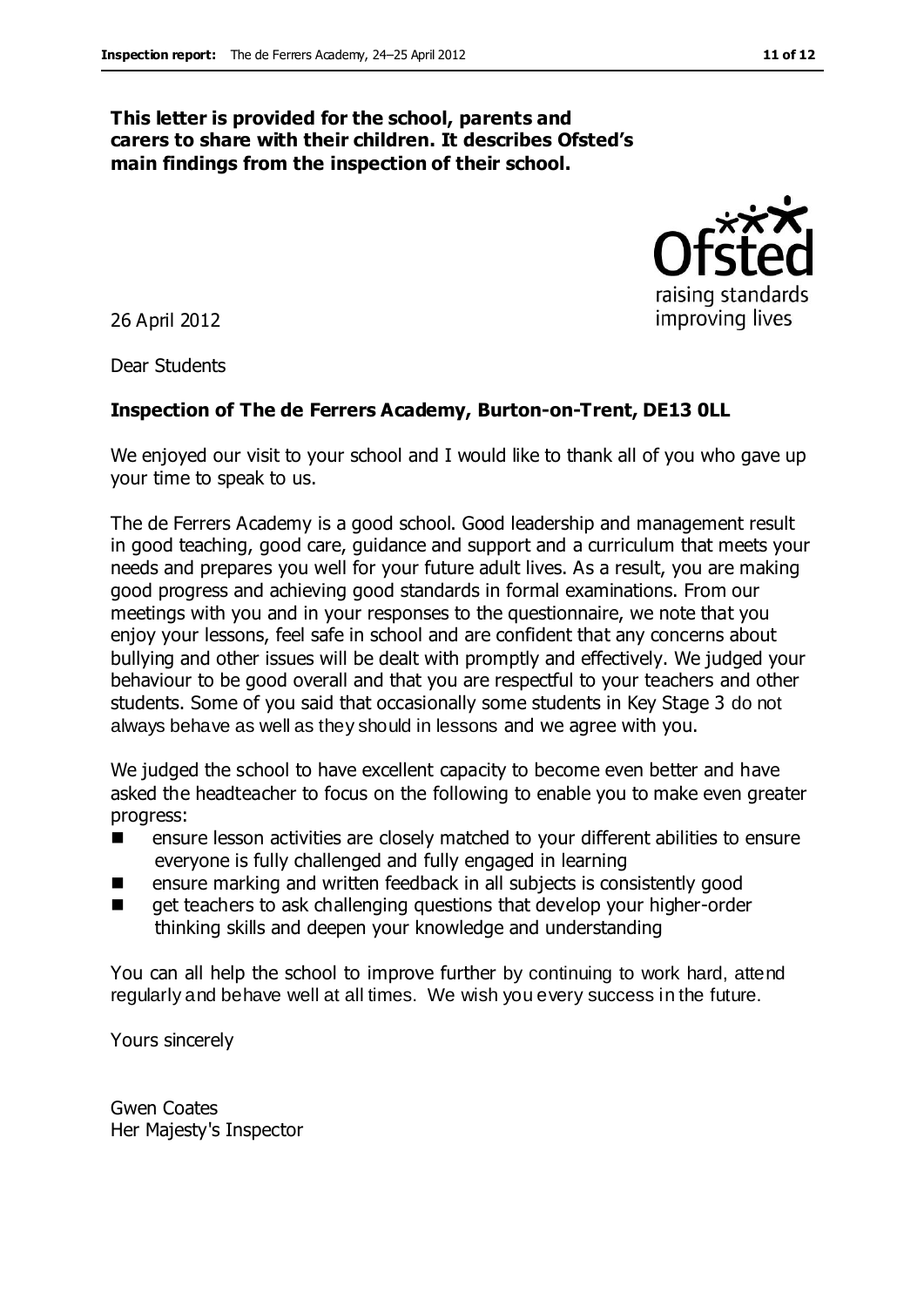**This letter is provided for the school, parents and carers to share with their children. It describes Ofsted's main findings from the inspection of their school.**

26 April 2012

Dear Students

**Inspection of The de Ferrers Academy, Burton-on-Trent, DE13 0LL**

We enjoyed our visit to your school and I would like to thank all of you who gave up your time to speak to us.

The de Ferrers Academy is a good school. Good leadership and management result in good teaching, good care, guidance and support and a curriculum that meets your needs and prepares you well for your future adult lives. As a result, you are making good progress and achieving good standards in formal examinations. From our meetings with you and in your responses to the questionnaire, we note that you enjoy your lessons, feel safe in school and are confident that any concerns about bullying and other issues will be dealt with promptly and effectively. We judged your behaviour to be good overall and that you are respectful to your teachers and other students. Some of you said that occasionally some students in Key Stage 3 do not always behave as well as they should in lessons and we agree with you.

We judged the school to have excellent capacity to become even better and have asked the headteacher to focus on the following to enable you to make even greater progress:

- ensure lesson activities are closely matched to your different abilities to ensure everyone is fully challenged and fully engaged in learning
- ensure marking and written feedback in all subjects is consistently good
- get teachers to ask challenging questions that develop your higher-order thinking skills and deepen your knowledge and understanding

You can all help the school to improve further by continuing to work hard, attend regularly and behave well at all times. We wish you every success in the future.

Yours sincerely

Gwen Coates
Her Majesty's Inspector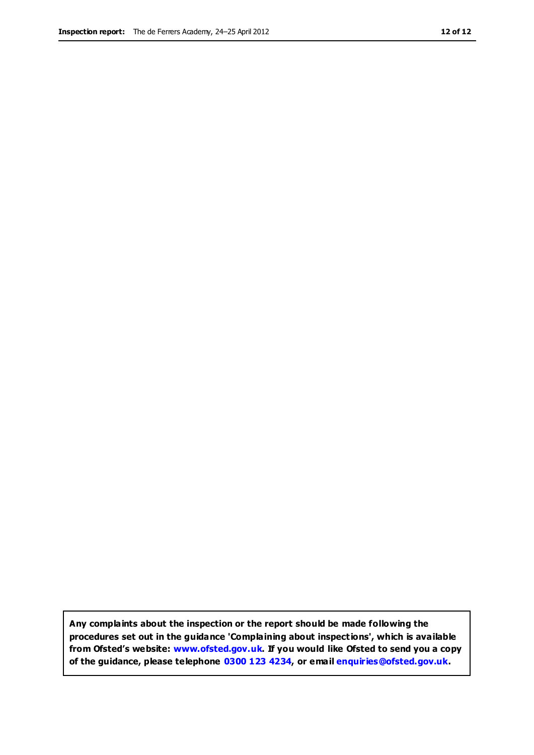**Any complaints about the inspection or the report should be made following the procedures set out in the guidance 'Complaining about inspections', which is available from Ofsted's website: www.ofsted.gov.uk. If you would like Ofsted to send you a copy of the guidance, please telephone 0300 123 4234, or email enquiries@ofsted.gov.uk.**